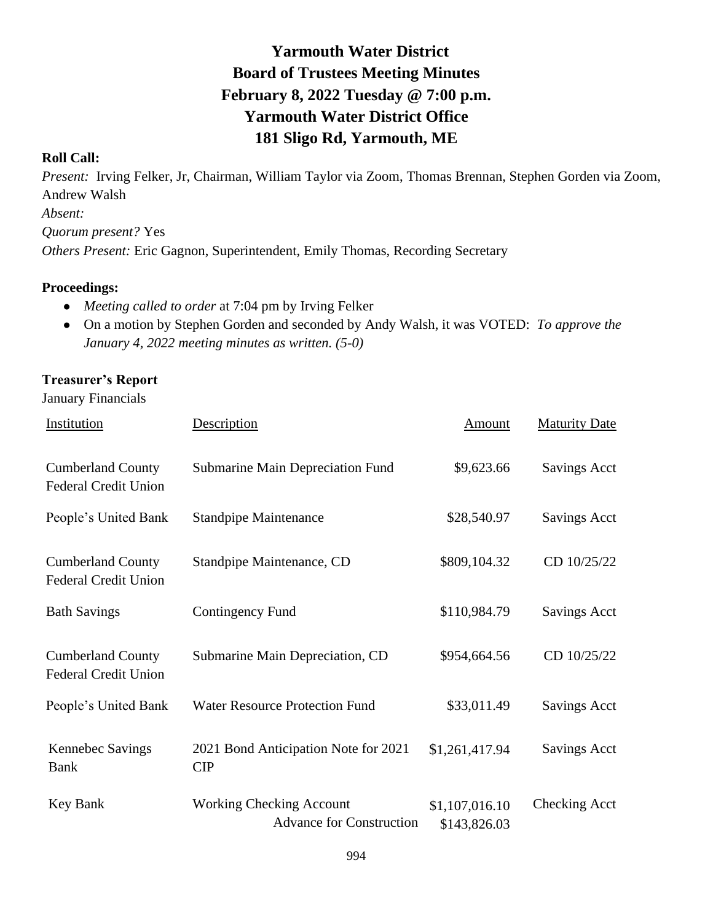# Yarmouth Water District
# Board of Trustees Meeting Minutes
# February 8, 2022 Tuesday @ 7:00 p.m.
# Yarmouth Water District Office
# 181 Sligo Rd, Yarmouth, ME

**Roll Call:**

*Present:* Irving Felker, Jr, Chairman, William Taylor via Zoom, Thomas Brennan, Stephen Gorden via Zoom, Andrew Walsh

*Absent:*

*Quorum present?* Yes

*Others Present:* Eric Gagnon, Superintendent, Emily Thomas, Recording Secretary

**Proceedings:**

- *Meeting called to order* at 7:04 pm by Irving Felker
- On a motion by Stephen Gorden and seconded by Andy Walsh, it was VOTED: *To approve the January 4, 2022 meeting minutes as written. (5-0)*

**Treasurer's Report**

January Financials

| Institution | Description | Amount | Maturity Date |
|---|---|---|---|
| Cumberland County Federal Credit Union | Submarine Main Depreciation Fund | \$9,623.66 | Savings Acct |
| People's United Bank | Standpipe Maintenance | \$28,540.97 | Savings Acct |
| Cumberland County Federal Credit Union | Standpipe Maintenance, CD | \$809,104.32 | CD 10/25/22 |
| Bath Savings | Contingency Fund | \$110,984.79 | Savings Acct |
| Cumberland County Federal Credit Union | Submarine Main Depreciation, CD | \$954,664.56 | CD 10/25/22 |
| People's United Bank | Water Resource Protection Fund | \$33,011.49 | Savings Acct |
| Kennebec Savings Bank | 2021 Bond Anticipation Note for 2021 CIP | \$1,261,417.94 | Savings Acct |
| Key Bank | Working Checking Account | \$1,107,016.10 | Checking Acct |
| | Advance for Construction | \$143,826.03 | |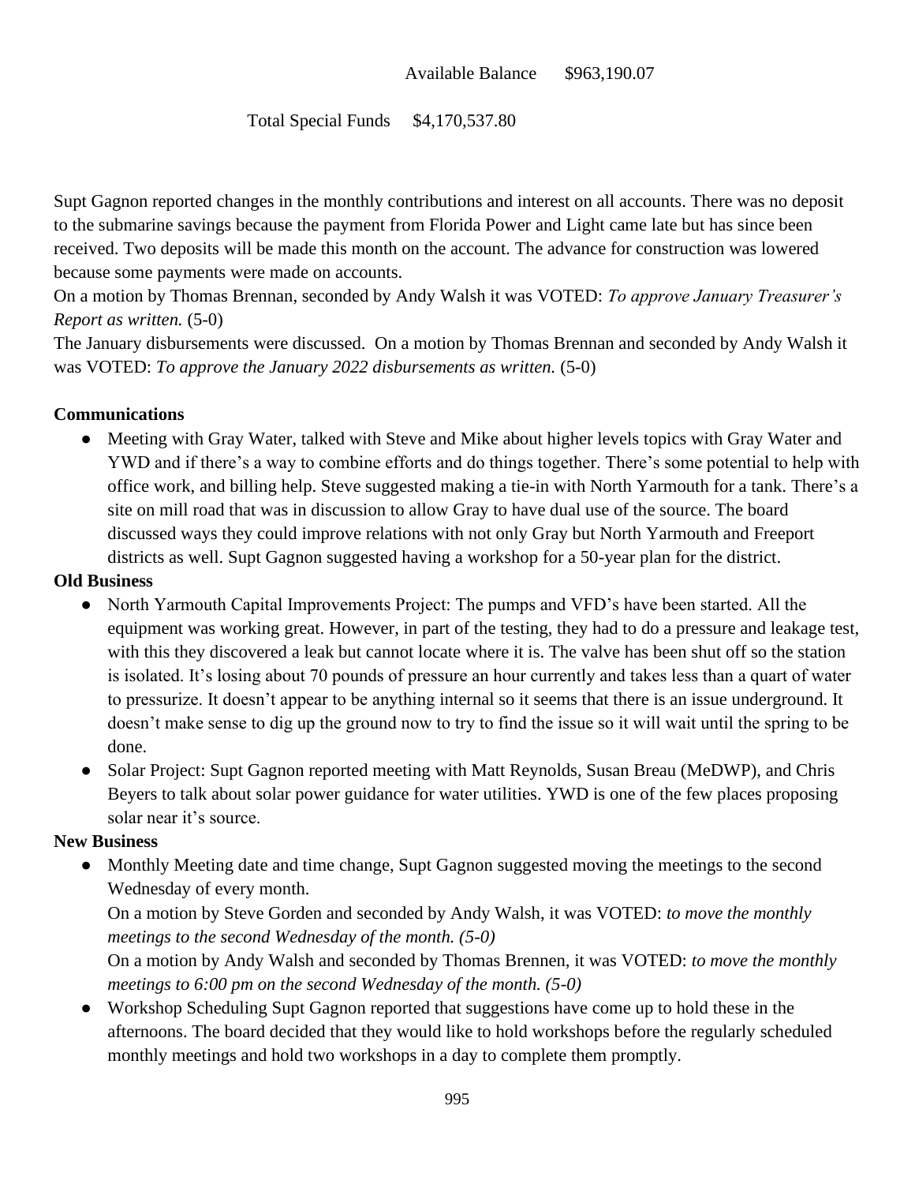Available Balance $963,190.07

Total Special Funds $4,170,537.80

Supt Gagnon reported changes in the monthly contributions and interest on all accounts. There was no deposit to the submarine savings because the payment from Florida Power and Light came late but has since been received. Two deposits will be made this month on the account. The advance for construction was lowered because some payments were made on accounts.

On a motion by Thomas Brennan, seconded by Andy Walsh it was VOTED: *To approve January Treasurer's Report as written.* (5-0)

The January disbursements were discussed. On a motion by Thomas Brennan and seconded by Andy Walsh it was VOTED: *To approve the January 2022 disbursements as written.* (5-0)

**Communications**

- Meeting with Gray Water, talked with Steve and Mike about higher levels topics with Gray Water and YWD and if there's a way to combine efforts and do things together. There's some potential to help with office work, and billing help. Steve suggested making a tie-in with North Yarmouth for a tank. There's a site on mill road that was in discussion to allow Gray to have dual use of the source. The board discussed ways they could improve relations with not only Gray but North Yarmouth and Freeport districts as well. Supt Gagnon suggested having a workshop for a 50-year plan for the district.

**Old Business**

- North Yarmouth Capital Improvements Project: The pumps and VFD's have been started. All the equipment was working great. However, in part of the testing, they had to do a pressure and leakage test, with this they discovered a leak but cannot locate where it is. The valve has been shut off so the station is isolated. It's losing about 70 pounds of pressure an hour currently and takes less than a quart of water to pressurize. It doesn't appear to be anything internal so it seems that there is an issue underground. It doesn't make sense to dig up the ground now to try to find the issue so it will wait until the spring to be done.
- Solar Project: Supt Gagnon reported meeting with Matt Reynolds, Susan Breau (MeDWP), and Chris Beyers to talk about solar power guidance for water utilities. YWD is one of the few places proposing solar near it's source.

**New Business**

- Monthly Meeting date and time change, Supt Gagnon suggested moving the meetings to the second Wednesday of every month.

  On a motion by Steve Gorden and seconded by Andy Walsh, it was VOTED: *to move the monthly meetings to the second Wednesday of the month. (5-0)*

  On a motion by Andy Walsh and seconded by Thomas Brennen, it was VOTED: *to move the monthly meetings to 6:00 pm on the second Wednesday of the month. (5-0)*
- Workshop Scheduling Supt Gagnon reported that suggestions have come up to hold these in the afternoons. The board decided that they would like to hold workshops before the regularly scheduled monthly meetings and hold two workshops in a day to complete them promptly.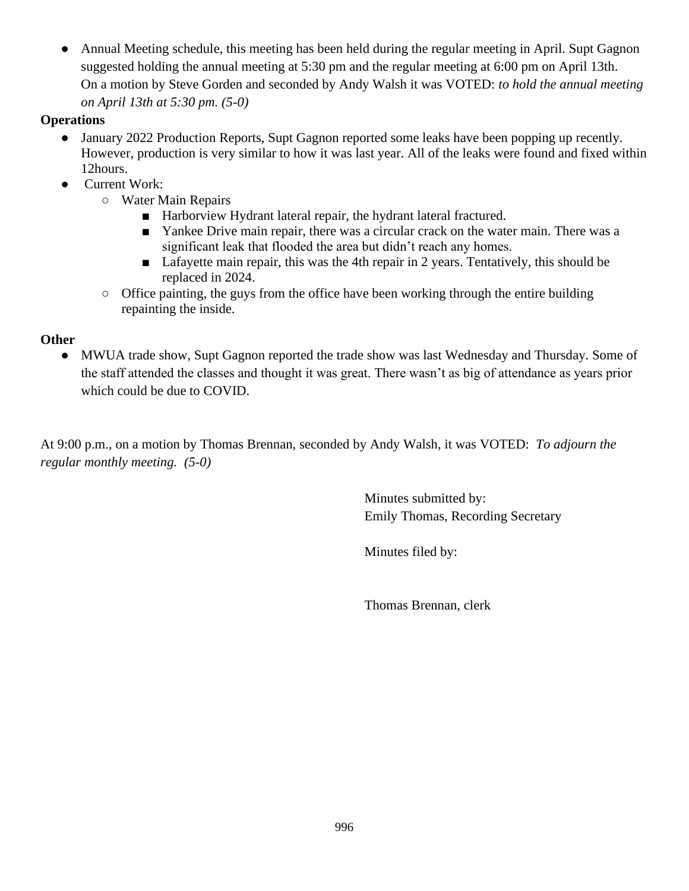- Annual Meeting schedule, this meeting has been held during the regular meeting in April. Supt Gagnon suggested holding the annual meeting at 5:30 pm and the regular meeting at 6:00 pm on April 13th. On a motion by Steve Gorden and seconded by Andy Walsh it was VOTED: *to hold the annual meeting on April 13th at 5:30 pm. (5-0)*

**Operations**

- January 2022 Production Reports, Supt Gagnon reported some leaks have been popping up recently. However, production is very similar to how it was last year. All of the leaks were found and fixed within 12hours.
- Current Work:
  - Water Main Repairs
    - Harborview Hydrant lateral repair, the hydrant lateral fractured.
    - Yankee Drive main repair, there was a circular crack on the water main. There was a significant leak that flooded the area but didn't reach any homes.
    - Lafayette main repair, this was the 4th repair in 2 years. Tentatively, this should be replaced in 2024.
  - Office painting, the guys from the office have been working through the entire building repainting the inside.

**Other**

- MWUA trade show, Supt Gagnon reported the trade show was last Wednesday and Thursday. Some of the staff attended the classes and thought it was great. There wasn't as big of attendance as years prior which could be due to COVID.

At 9:00 p.m., on a motion by Thomas Brennan, seconded by Andy Walsh, it was VOTED: *To adjourn the regular monthly meeting. (5-0)*

Minutes submitted by:
Emily Thomas, Recording Secretary

Minutes filed by:

Thomas Brennan, clerk